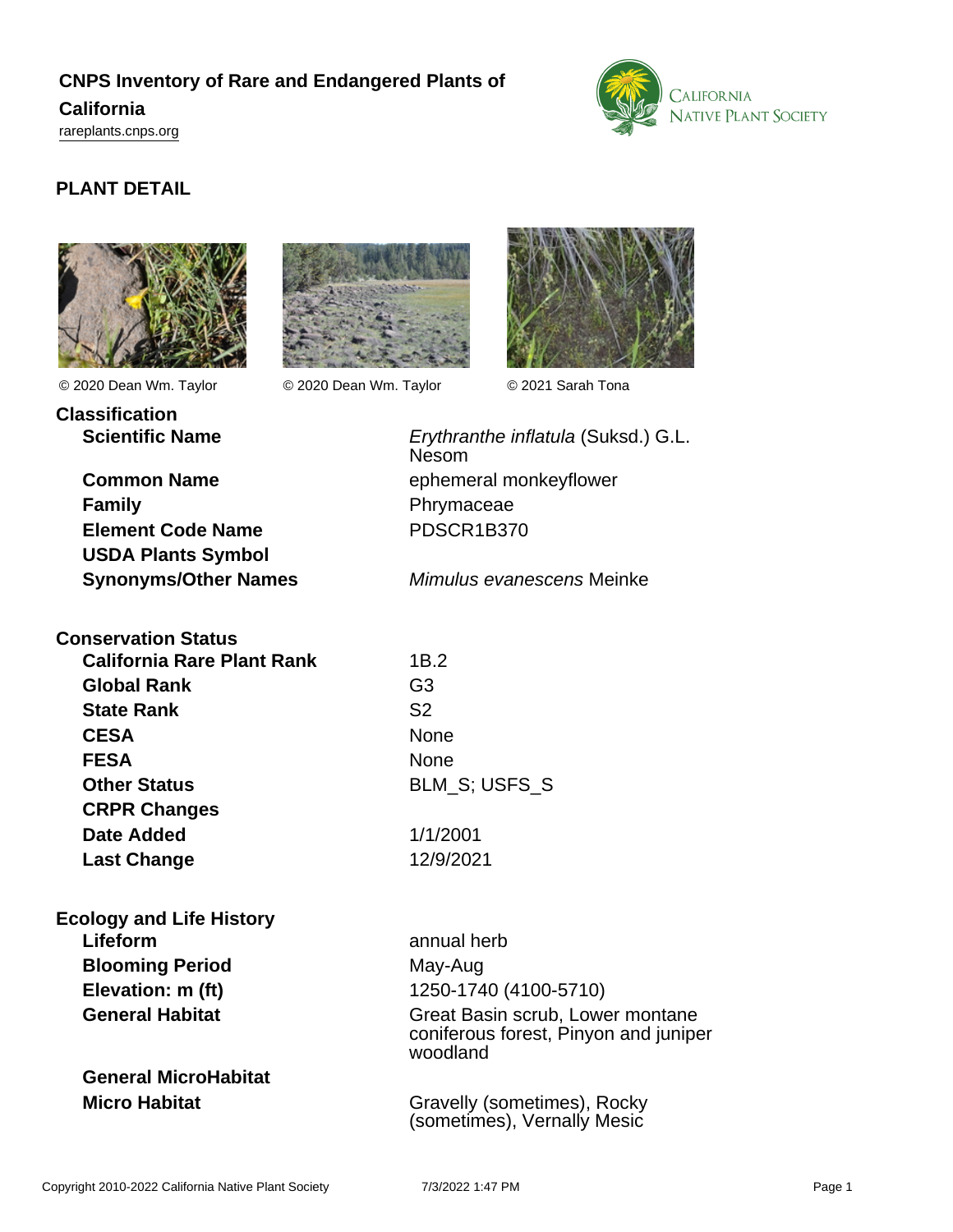# CNPS Inventory of Rare and Endangered Plants of California

rareplants.cnps.org

## PLANT DETAIL

© 2020 Dean Wm. Taylor © 2020 Dean Wm. Taylor © 2021 Sarah Tona

### Classification

| | |
|---|---|
| **Scientific Name** | *Erythranthe inflatula* (Suksd.) G.L. Nesom |
| **Common Name** | ephemeral monkeyflower |
| **Family** | Phrymaceae |
| **Element Code Name** | PDSCR1B370 |
| **USDA Plants Symbol** | |
| **Synonyms/Other Names** | *Mimulus evanescens* Meinke |

### Conservation Status

| | |
|---|---|
| **California Rare Plant Rank** | 1B.2 |
| **Global Rank** | G3 |
| **State Rank** | S2 |
| **CESA** | None |
| **FESA** | None |
| **Other Status** | BLM_S; USFS_S |
| **CRPR Changes** | |
| **Date Added** | 1/1/2001 |
| **Last Change** | 12/9/2021 |

### Ecology and Life History

| | |
|---|---|
| **Lifeform** | annual herb |
| **Blooming Period** | May-Aug |
| **Elevation: m (ft)** | 1250-1740 (4100-5710) |
| **General Habitat** | Great Basin scrub, Lower montane coniferous forest, Pinyon and juniper woodland |
| **General MicroHabitat** | |
| **Micro Habitat** | Gravelly (sometimes), Rocky (sometimes), Vernally Mesic |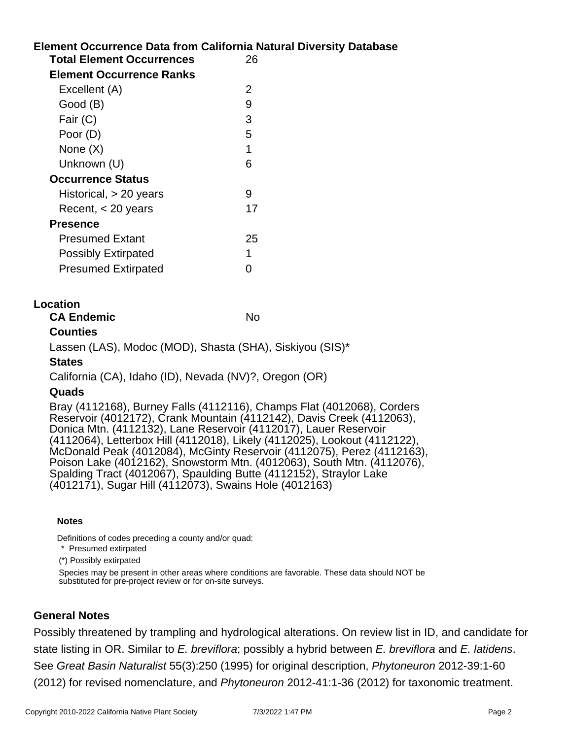## Element Occurrence Data from California Natural Diversity Database

| | |
|---|---|
| **Total Element Occurrences** | 26 |
| **Element Occurrence Ranks** | |
| Excellent (A) | 2 |
| Good (B) | 9 |
| Fair (C) | 3 |
| Poor (D) | 5 |
| None (X) | 1 |
| Unknown (U) | 6 |
| **Occurrence Status** | |
| Historical, > 20 years | 9 |
| Recent, < 20 years | 17 |
| **Presence** | |
| Presumed Extant | 25 |
| Possibly Extirpated | 1 |
| Presumed Extirpated | 0 |

## Location

**CA Endemic** No

**Counties**

Lassen (LAS), Modoc (MOD), Shasta (SHA), Siskiyou (SIS)*

**States**

California (CA), Idaho (ID), Nevada (NV)?, Oregon (OR)

**Quads**

Bray (4112168), Burney Falls (4112116), Champs Flat (4012068), Corders Reservoir (4012172), Crank Mountain (4112142), Davis Creek (4112063), Donica Mtn. (4112132), Lane Reservoir (4112017), Lauer Reservoir (4112064), Letterbox Hill (4112018), Likely (4112025), Lookout (4112122), McDonald Peak (4012084), McGinty Reservoir (4112075), Perez (4112163), Poison Lake (4012162), Snowstorm Mtn. (4012063), South Mtn. (4112076), Spalding Tract (4012067), Spaulding Butte (4112152), Straylor Lake (4012171), Sugar Hill (4112073), Swains Hole (4012163)

**Notes**

Definitions of codes preceding a county and/or quad:

\* Presumed extirpated

(*) Possibly extirpated

Species may be present in other areas where conditions are favorable. These data should NOT be substituted for pre-project review or for on-site surveys.

## General Notes

Possibly threatened by trampling and hydrological alterations. On review list in ID, and candidate for state listing in OR. Similar to *E. breviflora*; possibly a hybrid between *E. breviflora* and *E. latidens*. See *Great Basin Naturalist* 55(3):250 (1995) for original description, *Phytoneuron* 2012-39:1-60 (2012) for revised nomenclature, and *Phytoneuron* 2012-41:1-36 (2012) for taxonomic treatment.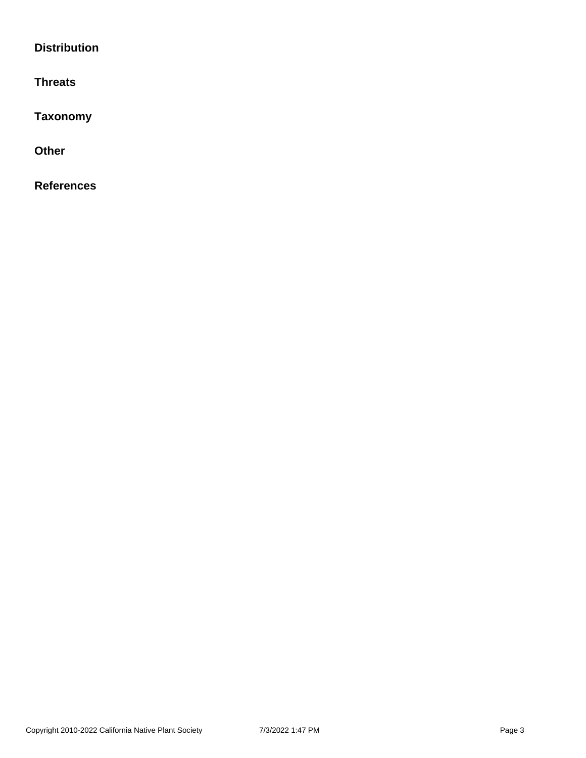**Distribution**

**Threats**

**Taxonomy**

**Other**

**References**